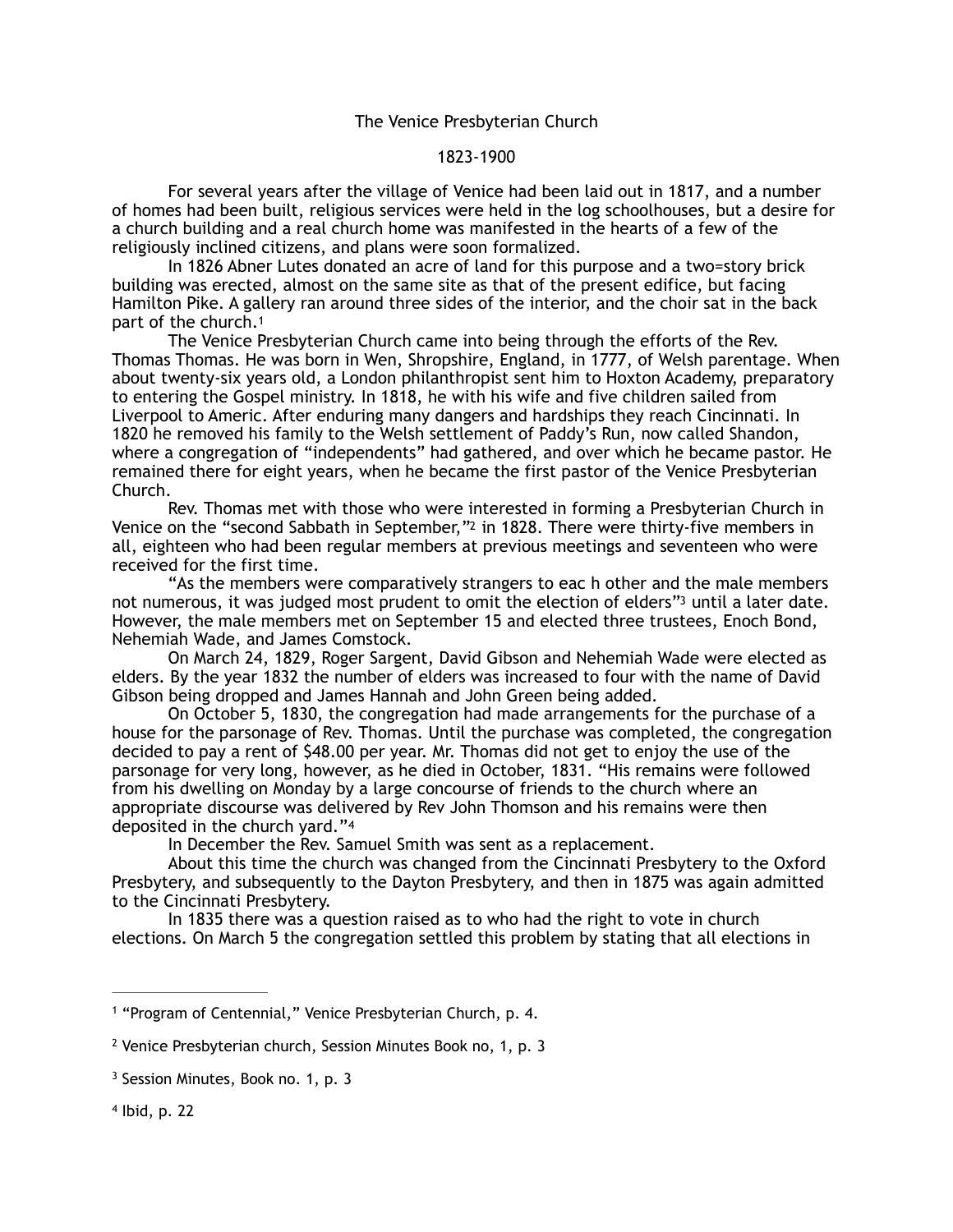# The Venice Presbyterian Church

## 1823-1900

For several years after the village of Venice had been laid out in 1817, and a number of homes had been built, religious services were held in the log schoolhouses, but a desire for a church building and a real church home was manifested in the hearts of a few of the religiously inclined citizens, and plans were soon formalized.

In 1826 Abner Lutes donated an acre of land for this purpose and a two=story brick building was erected, almost on the same site as that of the present edifice, but facing Hamilton Pike. A gallery ran around three sides of the interior, and the choir sat in the back part of the church.[1]

The Venice Presbyterian Church came into being through the efforts of the Rev. Thomas Thomas. He was born in Wen, Shropshire, England, in 1777, of Welsh parentage. When about twenty-six years old, a London philanthropist sent him to Hoxton Academy, preparatory to entering the Gospel ministry. In 1818, he with his wife and five children sailed from Liverpool to Americ. After enduring many dangers and hardships they reach Cincinnati. In 1820 he removed his family to the Welsh settlement of Paddy's Run, now called Shandon, where a congregation of "independents" had gathered, and over which he became pastor. He remained there for eight years, when he became the first pastor of the Venice Presbyterian Church.

Rev. Thomas met with those who were interested in forming a Presbyterian Church in Venice on the "second Sabbath in September,"[2] in 1828. There were thirty-five members in all, eighteen who had been regular members at previous meetings and seventeen who were received for the first time.

"As the members were comparatively strangers to eac h other and the male members not numerous, it was judged most prudent to omit the election of elders"[3] until a later date. However, the male members met on September 15 and elected three trustees, Enoch Bond, Nehemiah Wade, and James Comstock.

On March 24, 1829, Roger Sargent, David Gibson and Nehemiah Wade were elected as elders. By the year 1832 the number of elders was increased to four with the name of David Gibson being dropped and James Hannah and John Green being added.

On October 5, 1830, the congregation had made arrangements for the purchase of a house for the parsonage of Rev. Thomas. Until the purchase was completed, the congregation decided to pay a rent of $48.00 per year. Mr. Thomas did not get to enjoy the use of the parsonage for very long, however, as he died in October, 1831. "His remains were followed from his dwelling on Monday by a large concourse of friends to the church where an appropriate discourse was delivered by Rev John Thomson and his remains were then deposited in the church yard."[4]

In December the Rev. Samuel Smith was sent as a replacement.

About this time the church was changed from the Cincinnati Presbytery to the Oxford Presbytery, and subsequently to the Dayton Presbytery, and then in 1875 was again admitted to the Cincinnati Presbytery.

In 1835 there was a question raised as to who had the right to vote in church elections. On March 5 the congregation settled this problem by stating that all elections in

---

[1] "Program of Centennial," Venice Presbyterian Church, p. 4.

[2] Venice Presbyterian church, Session Minutes Book no, 1, p. 3

[3] Session Minutes, Book no. 1, p. 3

[4] Ibid, p. 22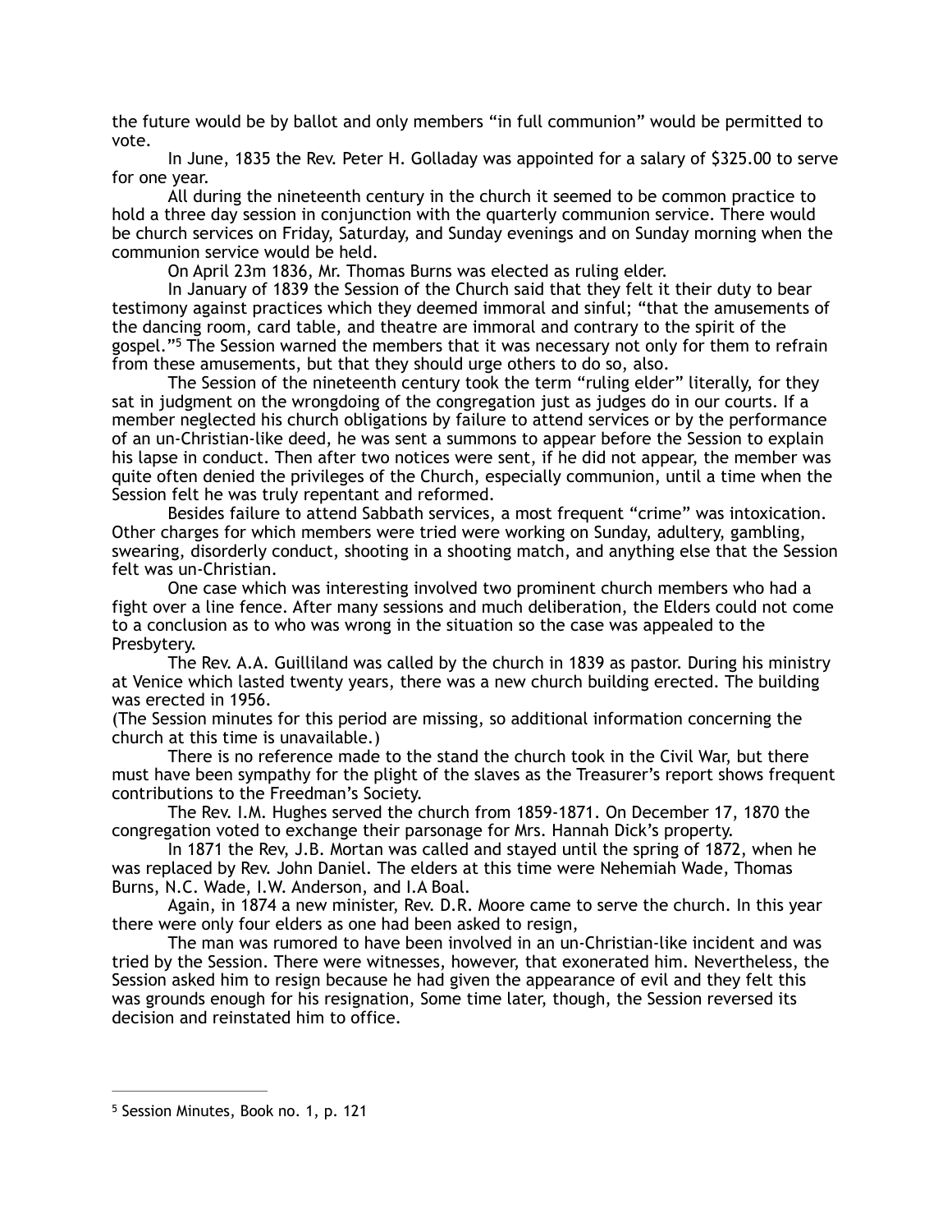the future would be by ballot and only members "in full communion" would be permitted to vote.

In June, 1835 the Rev. Peter H. Golladay was appointed for a salary of $325.00 to serve for one year.

All during the nineteenth century in the church it seemed to be common practice to hold a three day session in conjunction with the quarterly communion service. There would be church services on Friday, Saturday, and Sunday evenings and on Sunday morning when the communion service would be held.

On April 23m 1836, Mr. Thomas Burns was elected as ruling elder.

In January of 1839 the Session of the Church said that they felt it their duty to bear testimony against practices which they deemed immoral and sinful; "that the amusements of the dancing room, card table, and theatre are immoral and contrary to the spirit of the gospel."[5] The Session warned the members that it was necessary not only for them to refrain from these amusements, but that they should urge others to do so, also.

The Session of the nineteenth century took the term "ruling elder" literally, for they sat in judgment on the wrongdoing of the congregation just as judges do in our courts. If a member neglected his church obligations by failure to attend services or by the performance of an un-Christian-like deed, he was sent a summons to appear before the Session to explain his lapse in conduct. Then after two notices were sent, if he did not appear, the member was quite often denied the privileges of the Church, especially communion, until a time when the Session felt he was truly repentant and reformed.

Besides failure to attend Sabbath services, a most frequent "crime" was intoxication. Other charges for which members were tried were working on Sunday, adultery, gambling, swearing, disorderly conduct, shooting in a shooting match, and anything else that the Session felt was un-Christian.

One case which was interesting involved two prominent church members who had a fight over a line fence. After many sessions and much deliberation, the Elders could not come to a conclusion as to who was wrong in the situation so the case was appealed to the Presbytery.

The Rev. A.A. Guilliland was called by the church in 1839 as pastor. During his ministry at Venice which lasted twenty years, there was a new church building erected. The building was erected in 1956.

(The Session minutes for this period are missing, so additional information concerning the church at this time is unavailable.)

There is no reference made to the stand the church took in the Civil War, but there must have been sympathy for the plight of the slaves as the Treasurer's report shows frequent contributions to the Freedman's Society.

The Rev. I.M. Hughes served the church from 1859-1871. On December 17, 1870 the congregation voted to exchange their parsonage for Mrs. Hannah Dick's property.

In 1871 the Rev, J.B. Mortan was called and stayed until the spring of 1872, when he was replaced by Rev. John Daniel. The elders at this time were Nehemiah Wade, Thomas Burns, N.C. Wade, I.W. Anderson, and I.A Boal.

Again, in 1874 a new minister, Rev. D.R. Moore came to serve the church. In this year there were only four elders as one had been asked to resign,

The man was rumored to have been involved in an un-Christian-like incident and was tried by the Session. There were witnesses, however, that exonerated him. Nevertheless, the Session asked him to resign because he had given the appearance of evil and they felt this was grounds enough for his resignation, Some time later, though, the Session reversed its decision and reinstated him to office.

---

[5] Session Minutes, Book no. 1, p. 121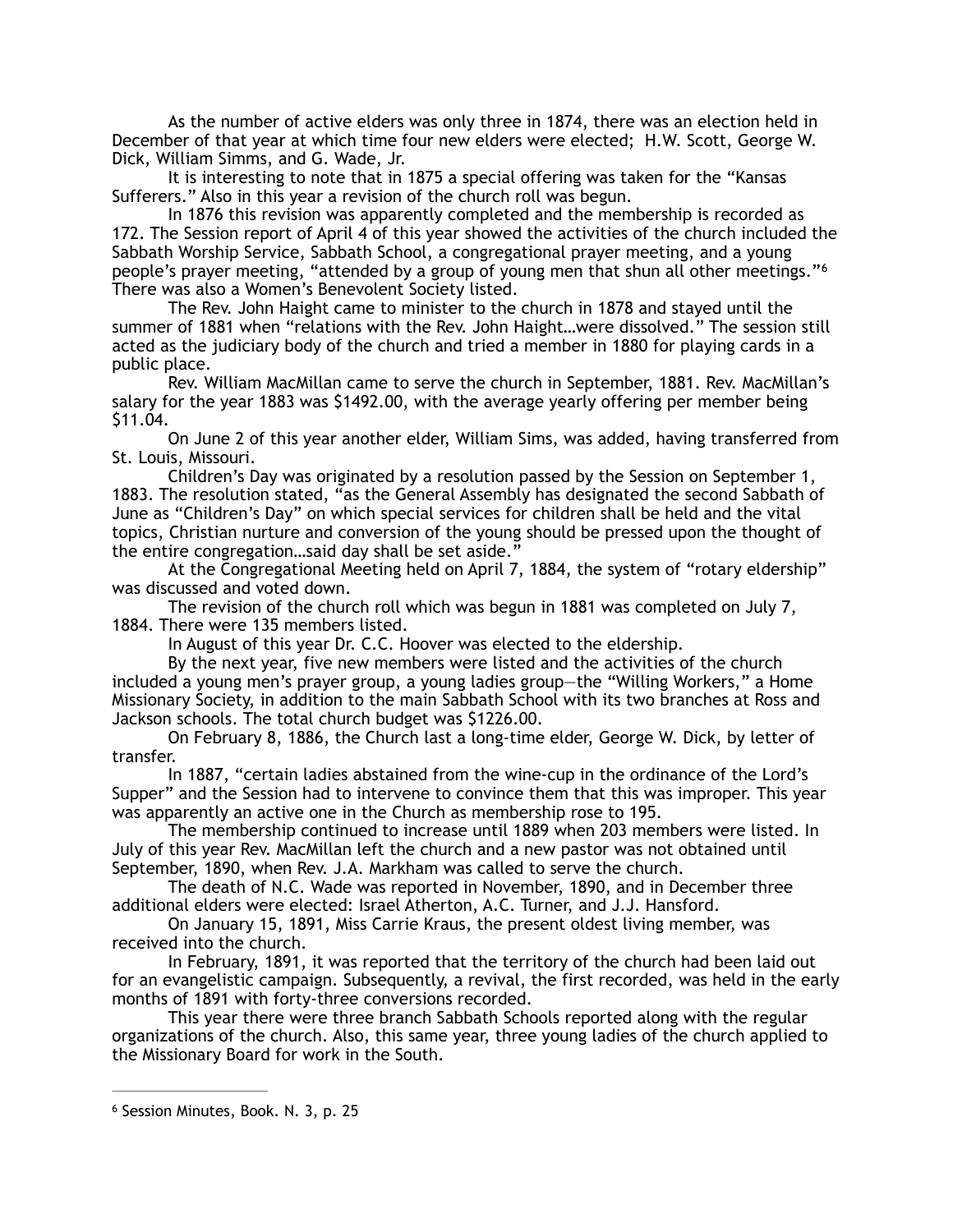As the number of active elders was only three in 1874, there was an election held in December of that year at which time four new elders were elected; H.W. Scott, George W. Dick, William Simms, and G. Wade, Jr.

It is interesting to note that in 1875 a special offering was taken for the "Kansas Sufferers." Also in this year a revision of the church roll was begun.

In 1876 this revision was apparently completed and the membership is recorded as 172. The Session report of April 4 of this year showed the activities of the church included the Sabbath Worship Service, Sabbath School, a congregational prayer meeting, and a young people's prayer meeting, "attended by a group of young men that shun all other meetings."[6] There was also a Women's Benevolent Society listed.

The Rev. John Haight came to minister to the church in 1878 and stayed until the summer of 1881 when "relations with the Rev. John Haight…were dissolved." The session still acted as the judiciary body of the church and tried a member in 1880 for playing cards in a public place.

Rev. William MacMillan came to serve the church in September, 1881. Rev. MacMillan's salary for the year 1883 was $1492.00, with the average yearly offering per member being $11.04.

On June 2 of this year another elder, William Sims, was added, having transferred from St. Louis, Missouri.

Children's Day was originated by a resolution passed by the Session on September 1, 1883. The resolution stated, "as the General Assembly has designated the second Sabbath of June as "Children's Day" on which special services for children shall be held and the vital topics, Christian nurture and conversion of the young should be pressed upon the thought of the entire congregation…said day shall be set aside."

At the Congregational Meeting held on April 7, 1884, the system of "rotary eldership" was discussed and voted down.

The revision of the church roll which was begun in 1881 was completed on July 7, 1884. There were 135 members listed.

In August of this year Dr. C.C. Hoover was elected to the eldership.

By the next year, five new members were listed and the activities of the church included a young men's prayer group, a young ladies group—the "Willing Workers," a Home Missionary Society, in addition to the main Sabbath School with its two branches at Ross and Jackson schools. The total church budget was $1226.00.

On February 8, 1886, the Church last a long-time elder, George W. Dick, by letter of transfer.

In 1887, "certain ladies abstained from the wine-cup in the ordinance of the Lord's Supper" and the Session had to intervene to convince them that this was improper. This year was apparently an active one in the Church as membership rose to 195.

The membership continued to increase until 1889 when 203 members were listed. In July of this year Rev. MacMillan left the church and a new pastor was not obtained until September, 1890, when Rev. J.A. Markham was called to serve the church.

The death of N.C. Wade was reported in November, 1890, and in December three additional elders were elected: Israel Atherton, A.C. Turner, and J.J. Hansford.

On January 15, 1891, Miss Carrie Kraus, the present oldest living member, was received into the church.

In February, 1891, it was reported that the territory of the church had been laid out for an evangelistic campaign. Subsequently, a revival, the first recorded, was held in the early months of 1891 with forty-three conversions recorded.

This year there were three branch Sabbath Schools reported along with the regular organizations of the church. Also, this same year, three young ladies of the church applied to the Missionary Board for work in the South.

---

[6] Session Minutes, Book. N. 3, p. 25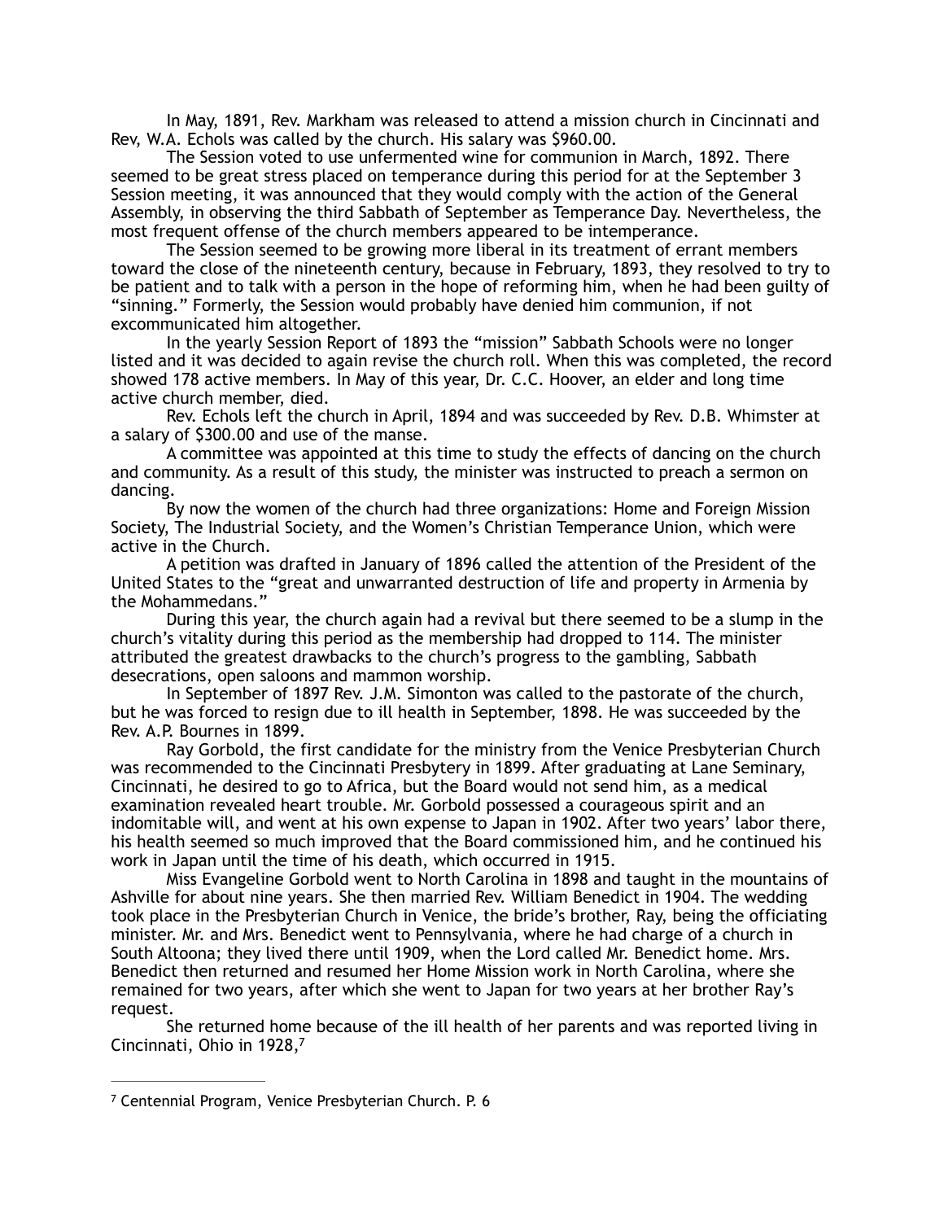In May, 1891, Rev. Markham was released to attend a mission church in Cincinnati and Rev, W.A. Echols was called by the church. His salary was $960.00.

The Session voted to use unfermented wine for communion in March, 1892. There seemed to be great stress placed on temperance during this period for at the September 3 Session meeting, it was announced that they would comply with the action of the General Assembly, in observing the third Sabbath of September as Temperance Day. Nevertheless, the most frequent offense of the church members appeared to be intemperance.

The Session seemed to be growing more liberal in its treatment of errant members toward the close of the nineteenth century, because in February, 1893, they resolved to try to be patient and to talk with a person in the hope of reforming him, when he had been guilty of "sinning." Formerly, the Session would probably have denied him communion, if not excommunicated him altogether.

In the yearly Session Report of 1893 the "mission" Sabbath Schools were no longer listed and it was decided to again revise the church roll. When this was completed, the record showed 178 active members. In May of this year, Dr. C.C. Hoover, an elder and long time active church member, died.

Rev. Echols left the church in April, 1894 and was succeeded by Rev. D.B. Whimster at a salary of $300.00 and use of the manse.

A committee was appointed at this time to study the effects of dancing on the church and community. As a result of this study, the minister was instructed to preach a sermon on dancing.

By now the women of the church had three organizations: Home and Foreign Mission Society, The Industrial Society, and the Women's Christian Temperance Union, which were active in the Church.

A petition was drafted in January of 1896 called the attention of the President of the United States to the "great and unwarranted destruction of life and property in Armenia by the Mohammedans."

During this year, the church again had a revival but there seemed to be a slump in the church's vitality during this period as the membership had dropped to 114. The minister attributed the greatest drawbacks to the church's progress to the gambling, Sabbath desecrations, open saloons and mammon worship.

In September of 1897 Rev. J.M. Simonton was called to the pastorate of the church, but he was forced to resign due to ill health in September, 1898. He was succeeded by the Rev. A.P. Bournes in 1899.

Ray Gorbold, the first candidate for the ministry from the Venice Presbyterian Church was recommended to the Cincinnati Presbytery in 1899. After graduating at Lane Seminary, Cincinnati, he desired to go to Africa, but the Board would not send him, as a medical examination revealed heart trouble. Mr. Gorbold possessed a courageous spirit and an indomitable will, and went at his own expense to Japan in 1902. After two years' labor there, his health seemed so much improved that the Board commissioned him, and he continued his work in Japan until the time of his death, which occurred in 1915.

Miss Evangeline Gorbold went to North Carolina in 1898 and taught in the mountains of Ashville for about nine years. She then married Rev. William Benedict in 1904. The wedding took place in the Presbyterian Church in Venice, the bride's brother, Ray, being the officiating minister. Mr. and Mrs. Benedict went to Pennsylvania, where he had charge of a church in South Altoona; they lived there until 1909, when the Lord called Mr. Benedict home. Mrs. Benedict then returned and resumed her Home Mission work in North Carolina, where she remained for two years, after which she went to Japan for two years at her brother Ray's request.

She returned home because of the ill health of her parents and was reported living in Cincinnati, Ohio in 1928,[7]

---

[7] Centennial Program, Venice Presbyterian Church. P. 6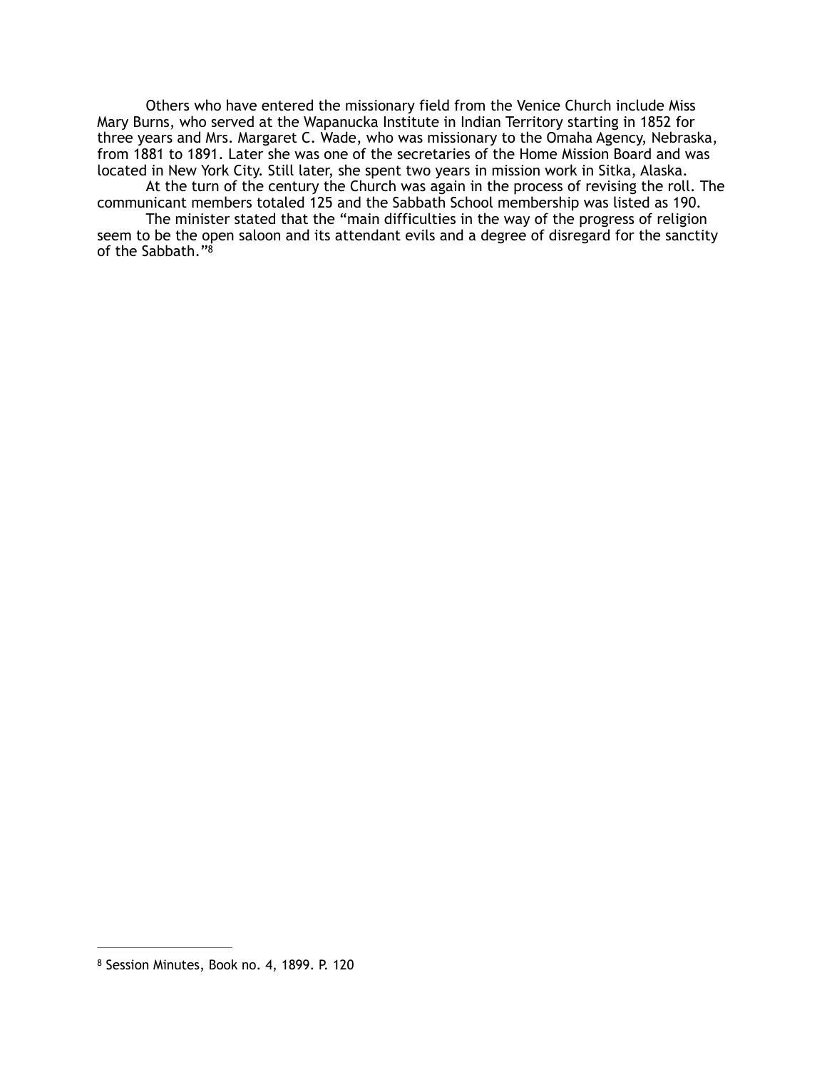Others who have entered the missionary field from the Venice Church include Miss Mary Burns, who served at the Wapanucka Institute in Indian Territory starting in 1852 for three years and Mrs. Margaret C. Wade, who was missionary to the Omaha Agency, Nebraska, from 1881 to 1891. Later she was one of the secretaries of the Home Mission Board and was located in New York City. Still later, she spent two years in mission work in Sitka, Alaska.

At the turn of the century the Church was again in the process of revising the roll. The communicant members totaled 125 and the Sabbath School membership was listed as 190.

The minister stated that the "main difficulties in the way of the progress of religion seem to be the open saloon and its attendant evils and a degree of disregard for the sanctity of the Sabbath."[8]

---

[8] Session Minutes, Book no. 4, 1899. P. 120